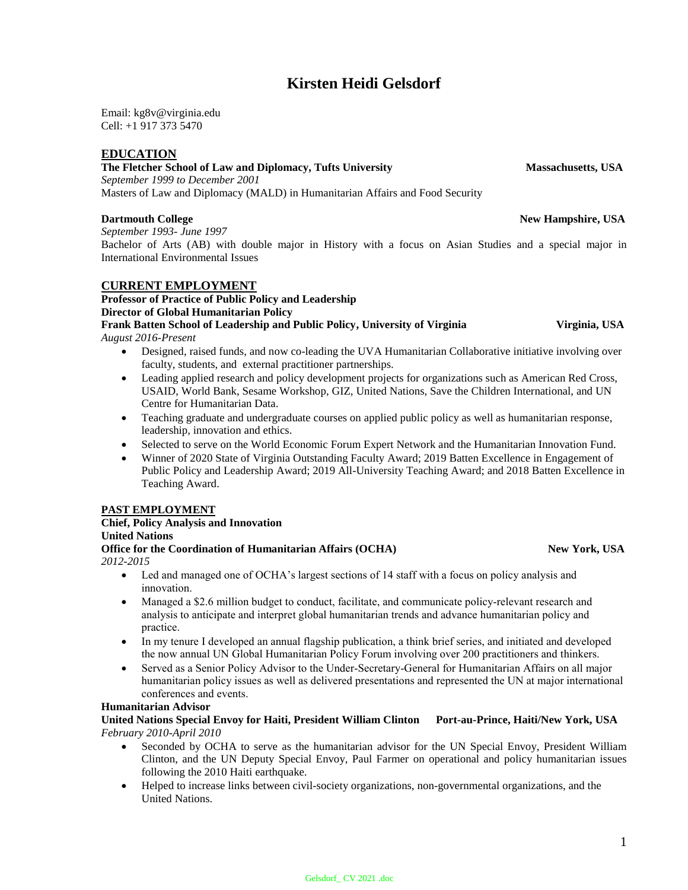# Kirsten Heidi Gelsdorf

Email: kg8v@virginia.edu
Cell: +1 917 373 5470

## EDUCATION

**The Fletcher School of Law and Diplomacy, Tufts University** — **Massachusetts, USA**
*September 1999 to December 2001*
Masters of Law and Diplomacy (MALD) in Humanitarian Affairs and Food Security

**Dartmouth College** — **New Hampshire, USA**
*September 1993- June 1997*
Bachelor of Arts (AB) with double major in History with a focus on Asian Studies and a special major in International Environmental Issues

## CURRENT EMPLOYMENT

**Professor of Practice of Public Policy and Leadership**
**Director of Global Humanitarian Policy**
**Frank Batten School of Leadership and Public Policy, University of Virginia** — **Virginia, USA**
*August 2016-Present*

- Designed, raised funds, and now co-leading the UVA Humanitarian Collaborative initiative involving over faculty, students, and external practitioner partnerships.
- Leading applied research and policy development projects for organizations such as American Red Cross, USAID, World Bank, Sesame Workshop, GIZ, United Nations, Save the Children International, and UN Centre for Humanitarian Data.
- Teaching graduate and undergraduate courses on applied public policy as well as humanitarian response, leadership, innovation and ethics.
- Selected to serve on the World Economic Forum Expert Network and the Humanitarian Innovation Fund.
- Winner of 2020 State of Virginia Outstanding Faculty Award; 2019 Batten Excellence in Engagement of Public Policy and Leadership Award; 2019 All-University Teaching Award; and 2018 Batten Excellence in Teaching Award.

## PAST EMPLOYMENT

**Chief, Policy Analysis and Innovation**
**United Nations**
**Office for the Coordination of Humanitarian Affairs (OCHA)** — **New York, USA**
*2012-2015*

- Led and managed one of OCHA's largest sections of 14 staff with a focus on policy analysis and innovation.
- Managed a $2.6 million budget to conduct, facilitate, and communicate policy-relevant research and analysis to anticipate and interpret global humanitarian trends and advance humanitarian policy and practice.
- In my tenure I developed an annual flagship publication, a think brief series, and initiated and developed the now annual UN Global Humanitarian Policy Forum involving over 200 practitioners and thinkers.
- Served as a Senior Policy Advisor to the Under-Secretary-General for Humanitarian Affairs on all major humanitarian policy issues as well as delivered presentations and represented the UN at major international conferences and events.

**Humanitarian Advisor**
**United Nations Special Envoy for Haiti, President William Clinton** — **Port-au-Prince, Haiti/New York, USA**
*February 2010-April 2010*

- Seconded by OCHA to serve as the humanitarian advisor for the UN Special Envoy, President William Clinton, and the UN Deputy Special Envoy, Paul Farmer on operational and policy humanitarian issues following the 2010 Haiti earthquake.
- Helped to increase links between civil-society organizations, non-governmental organizations, and the United Nations.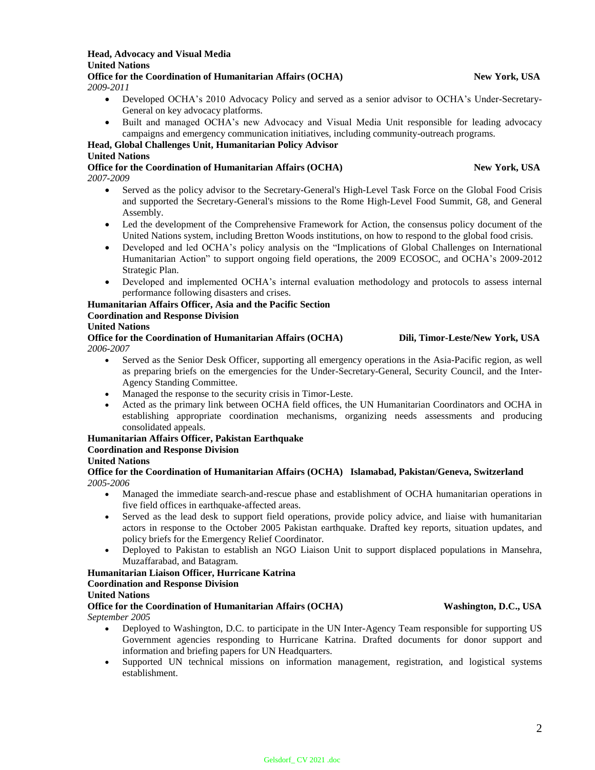**Head, Advocacy and Visual Media**
**United Nations**
**Office for the Coordination of Humanitarian Affairs (OCHA)** **New York, USA**
*2009-2011*

- Developed OCHA's 2010 Advocacy Policy and served as a senior advisor to OCHA's Under-Secretary-General on key advocacy platforms.
- Built and managed OCHA's new Advocacy and Visual Media Unit responsible for leading advocacy campaigns and emergency communication initiatives, including community-outreach programs.

**Head, Global Challenges Unit, Humanitarian Policy Advisor**
**United Nations**
**Office for the Coordination of Humanitarian Affairs (OCHA)** **New York, USA**
*2007-2009*

- Served as the policy advisor to the Secretary-General's High-Level Task Force on the Global Food Crisis and supported the Secretary-General's missions to the Rome High-Level Food Summit, G8, and General Assembly.
- Led the development of the Comprehensive Framework for Action, the consensus policy document of the United Nations system, including Bretton Woods institutions, on how to respond to the global food crisis.
- Developed and led OCHA's policy analysis on the "Implications of Global Challenges on International Humanitarian Action" to support ongoing field operations, the 2009 ECOSOC, and OCHA's 2009-2012 Strategic Plan.
- Developed and implemented OCHA's internal evaluation methodology and protocols to assess internal performance following disasters and crises.

**Humanitarian Affairs Officer, Asia and the Pacific Section**
**Coordination and Response Division**
**United Nations**
**Office for the Coordination of Humanitarian Affairs (OCHA)** **Dili, Timor-Leste/New York, USA**
*2006-2007*

- Served as the Senior Desk Officer, supporting all emergency operations in the Asia-Pacific region, as well as preparing briefs on the emergencies for the Under-Secretary-General, Security Council, and the Inter-Agency Standing Committee.
- Managed the response to the security crisis in Timor-Leste.
- Acted as the primary link between OCHA field offices, the UN Humanitarian Coordinators and OCHA in establishing appropriate coordination mechanisms, organizing needs assessments and producing consolidated appeals.

**Humanitarian Affairs Officer, Pakistan Earthquake**
**Coordination and Response Division**
**United Nations**
**Office for the Coordination of Humanitarian Affairs (OCHA)** **Islamabad, Pakistan/Geneva, Switzerland**
*2005-2006*

- Managed the immediate search-and-rescue phase and establishment of OCHA humanitarian operations in five field offices in earthquake-affected areas.
- Served as the lead desk to support field operations, provide policy advice, and liaise with humanitarian actors in response to the October 2005 Pakistan earthquake. Drafted key reports, situation updates, and policy briefs for the Emergency Relief Coordinator.
- Deployed to Pakistan to establish an NGO Liaison Unit to support displaced populations in Mansehra, Muzaffarabad, and Batagram.

**Humanitarian Liaison Officer, Hurricane Katrina**
**Coordination and Response Division**
**United Nations**
**Office for the Coordination of Humanitarian Affairs (OCHA)** **Washington, D.C., USA**
*September 2005*

- Deployed to Washington, D.C. to participate in the UN Inter-Agency Team responsible for supporting US Government agencies responding to Hurricane Katrina. Drafted documents for donor support and information and briefing papers for UN Headquarters.
- Supported UN technical missions on information management, registration, and logistical systems establishment.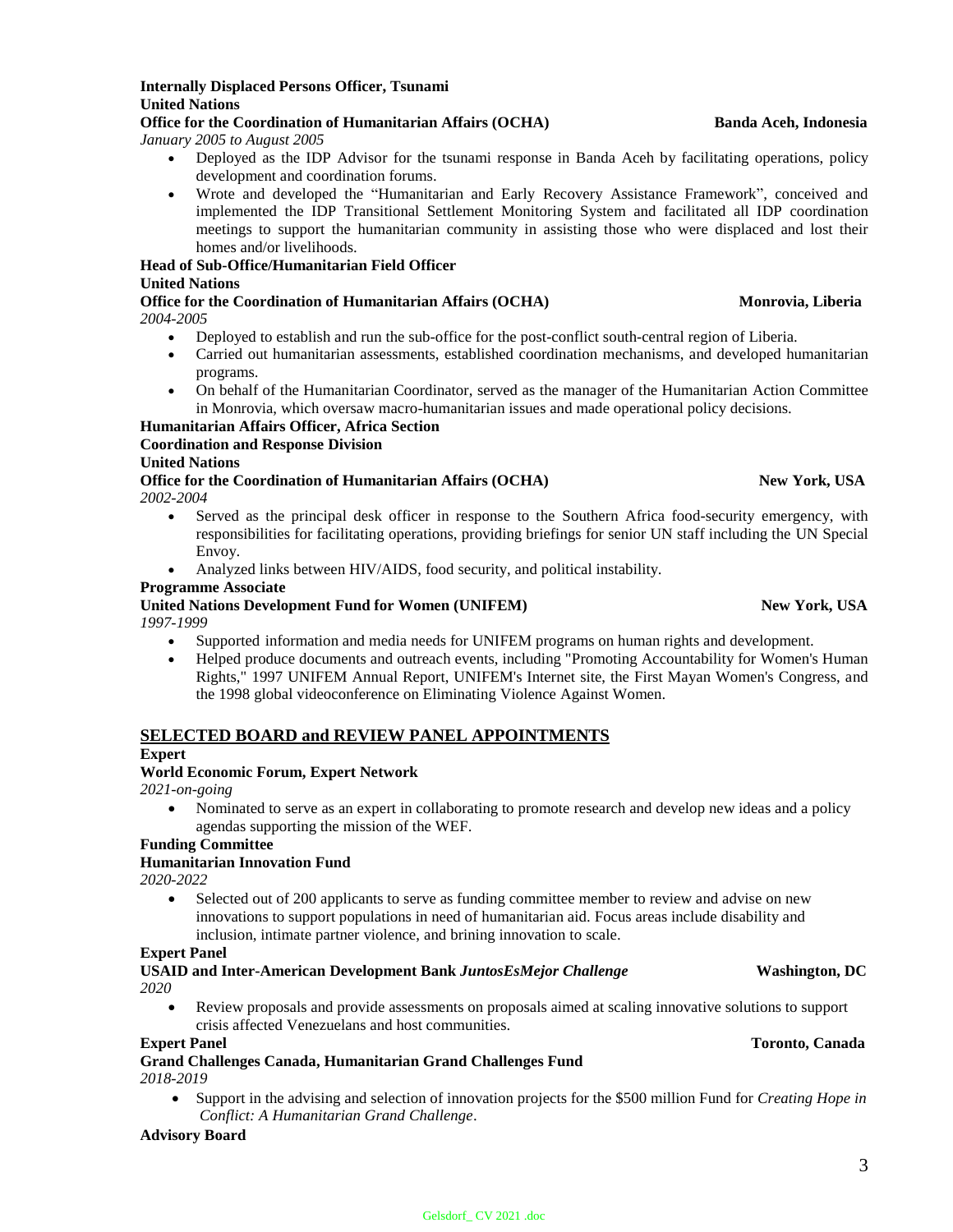**Internally Displaced Persons Officer, Tsunami**
**United Nations**
**Office for the Coordination of Humanitarian Affairs (OCHA)** **Banda Aceh, Indonesia**
*January 2005 to August 2005*

- Deployed as the IDP Advisor for the tsunami response in Banda Aceh by facilitating operations, policy development and coordination forums.
- Wrote and developed the "Humanitarian and Early Recovery Assistance Framework", conceived and implemented the IDP Transitional Settlement Monitoring System and facilitated all IDP coordination meetings to support the humanitarian community in assisting those who were displaced and lost their homes and/or livelihoods.

**Head of Sub-Office/Humanitarian Field Officer**
**United Nations**
**Office for the Coordination of Humanitarian Affairs (OCHA)** **Monrovia, Liberia**
*2004-2005*

- Deployed to establish and run the sub-office for the post-conflict south-central region of Liberia.
- Carried out humanitarian assessments, established coordination mechanisms, and developed humanitarian programs.
- On behalf of the Humanitarian Coordinator, served as the manager of the Humanitarian Action Committee in Monrovia, which oversaw macro-humanitarian issues and made operational policy decisions.

**Humanitarian Affairs Officer, Africa Section**
**Coordination and Response Division**
**United Nations**
**Office for the Coordination of Humanitarian Affairs (OCHA)** **New York, USA**
*2002-2004*

- Served as the principal desk officer in response to the Southern Africa food-security emergency, with responsibilities for facilitating operations, providing briefings for senior UN staff including the UN Special Envoy.
- Analyzed links between HIV/AIDS, food security, and political instability.

**Programme Associate**
**United Nations Development Fund for Women (UNIFEM)** **New York, USA**
*1997-1999*

- Supported information and media needs for UNIFEM programs on human rights and development.
- Helped produce documents and outreach events, including "Promoting Accountability for Women's Human Rights," 1997 UNIFEM Annual Report, UNIFEM's Internet site, the First Mayan Women's Congress, and the 1998 global videoconference on Eliminating Violence Against Women.

## SELECTED BOARD and REVIEW PANEL APPOINTMENTS

**Expert**
**World Economic Forum, Expert Network**
*2021-on-going*

- Nominated to serve as an expert in collaborating to promote research and develop new ideas and a policy agendas supporting the mission of the WEF.

**Funding Committee**
**Humanitarian Innovation Fund**
*2020-2022*

- Selected out of 200 applicants to serve as funding committee member to review and advise on new innovations to support populations in need of humanitarian aid. Focus areas include disability and inclusion, intimate partner violence, and brining innovation to scale.

**Expert Panel**
**USAID and Inter-American Development Bank *JuntosEsMejor Challenge*** **Washington, DC**
*2020*

- Review proposals and provide assessments on proposals aimed at scaling innovative solutions to support crisis affected Venezuelans and host communities.

**Expert Panel** **Toronto, Canada**
**Grand Challenges Canada, Humanitarian Grand Challenges Fund**
*2018-2019*

- Support in the advising and selection of innovation projects for the $500 million Fund for *Creating Hope in Conflict: A Humanitarian Grand Challenge*.

**Advisory Board**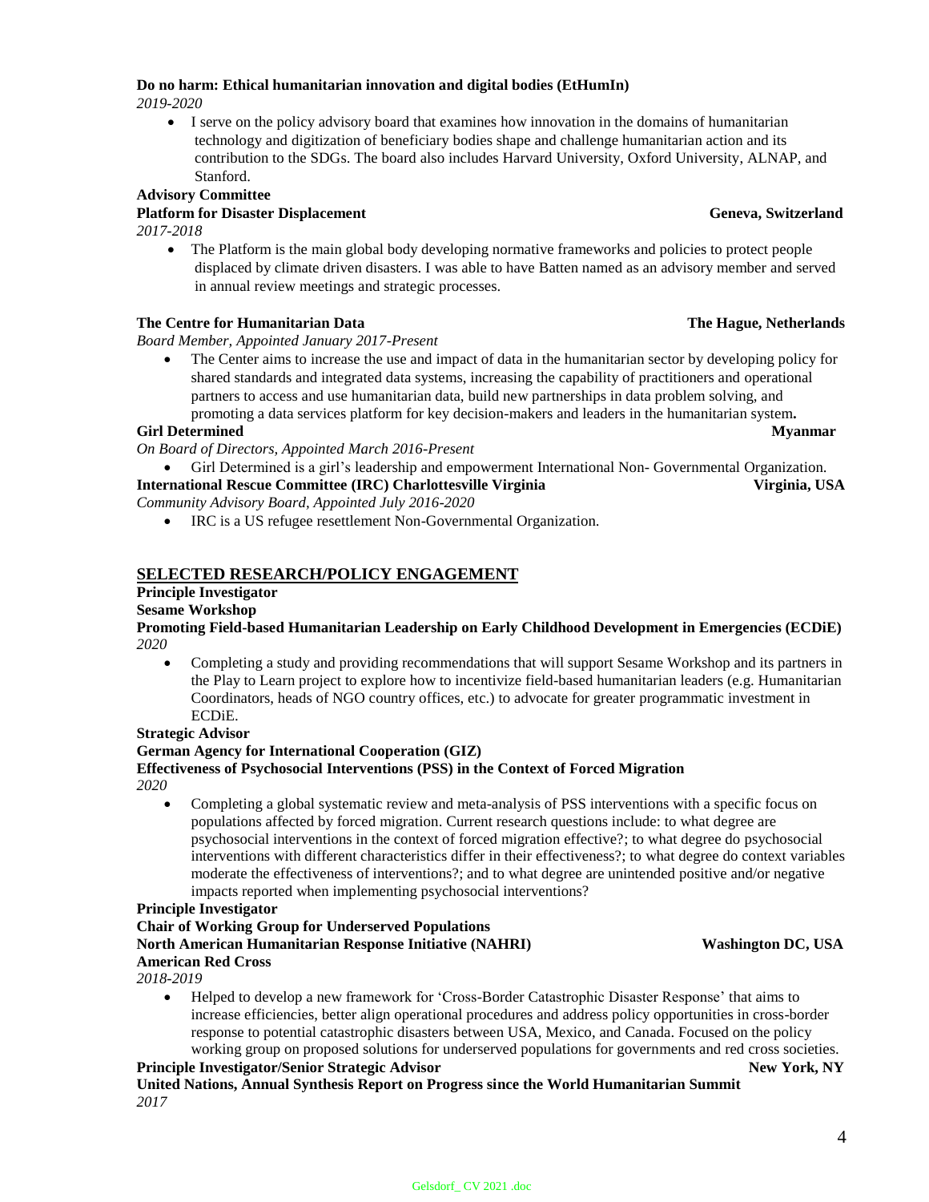**Do no harm: Ethical humanitarian innovation and digital bodies (EtHumIn)**
*2019-2020*

- I serve on the policy advisory board that examines how innovation in the domains of humanitarian technology and digitization of beneficiary bodies shape and challenge humanitarian action and its contribution to the SDGs. The board also includes Harvard University, Oxford University, ALNAP, and Stanford.

**Advisory Committee**
**Platform for Disaster Displacement** **Geneva, Switzerland**
*2017-2018*

- The Platform is the main global body developing normative frameworks and policies to protect people displaced by climate driven disasters. I was able to have Batten named as an advisory member and served in annual review meetings and strategic processes.

**The Centre for Humanitarian Data** **The Hague, Netherlands**
*Board Member, Appointed January 2017-Present*

- The Center aims to increase the use and impact of data in the humanitarian sector by developing policy for shared standards and integrated data systems, increasing the capability of practitioners and operational partners to access and use humanitarian data, build new partnerships in data problem solving, and promoting a data services platform for key decision-makers and leaders in the humanitarian system**.**

**Girl Determined** **Myanmar**
*On Board of Directors, Appointed March 2016-Present*

- Girl Determined is a girl's leadership and empowerment International Non- Governmental Organization.

**International Rescue Committee (IRC) Charlottesville Virginia** **Virginia, USA**
*Community Advisory Board, Appointed July 2016-2020*

- IRC is a US refugee resettlement Non-Governmental Organization.

## SELECTED RESEARCH/POLICY ENGAGEMENT

**Principle Investigator**
**Sesame Workshop**
**Promoting Field-based Humanitarian Leadership on Early Childhood Development in Emergencies (ECDiE)**
*2020*

- Completing a study and providing recommendations that will support Sesame Workshop and its partners in the Play to Learn project to explore how to incentivize field-based humanitarian leaders (e.g. Humanitarian Coordinators, heads of NGO country offices, etc.) to advocate for greater programmatic investment in ECDiE.

**Strategic Advisor**
**German Agency for International Cooperation (GIZ)**
**Effectiveness of Psychosocial Interventions (PSS) in the Context of Forced Migration**
*2020*

- Completing a global systematic review and meta-analysis of PSS interventions with a specific focus on populations affected by forced migration. Current research questions include: to what degree are psychosocial interventions in the context of forced migration effective?; to what degree do psychosocial interventions with different characteristics differ in their effectiveness?; to what degree do context variables moderate the effectiveness of interventions?; and to what degree are unintended positive and/or negative impacts reported when implementing psychosocial interventions?

**Principle Investigator**
**Chair of Working Group for Underserved Populations**
**North American Humanitarian Response Initiative (NAHRI)** **Washington DC, USA**
**American Red Cross**
*2018-2019*

- Helped to develop a new framework for 'Cross-Border Catastrophic Disaster Response' that aims to increase efficiencies, better align operational procedures and address policy opportunities in cross-border response to potential catastrophic disasters between USA, Mexico, and Canada. Focused on the policy working group on proposed solutions for underserved populations for governments and red cross societies.

**Principle Investigator/Senior Strategic Advisor** **New York, NY**
**United Nations, Annual Synthesis Report on Progress since the World Humanitarian Summit**
*2017*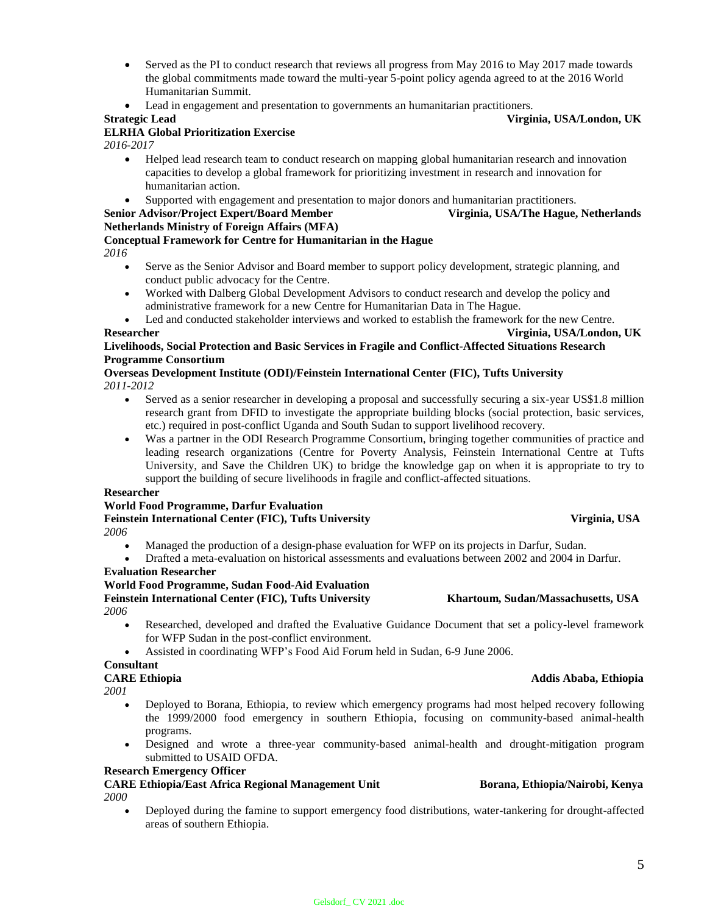- Served as the PI to conduct research that reviews all progress from May 2016 to May 2017 made towards the global commitments made toward the multi-year 5-point policy agenda agreed to at the 2016 World Humanitarian Summit.
- Lead in engagement and presentation to governments an humanitarian practitioners.

**Strategic Lead** **Virginia, USA/London, UK**
**ELRHA Global Prioritization Exercise**
*2016-2017*

- Helped lead research team to conduct research on mapping global humanitarian research and innovation capacities to develop a global framework for prioritizing investment in research and innovation for humanitarian action.
- Supported with engagement and presentation to major donors and humanitarian practitioners.

**Senior Advisor/Project Expert/Board Member** **Virginia, USA/The Hague, Netherlands**
**Netherlands Ministry of Foreign Affairs (MFA)**
**Conceptual Framework for Centre for Humanitarian in the Hague**
*2016*

- Serve as the Senior Advisor and Board member to support policy development, strategic planning, and conduct public advocacy for the Centre.
- Worked with Dalberg Global Development Advisors to conduct research and develop the policy and administrative framework for a new Centre for Humanitarian Data in The Hague.
- Led and conducted stakeholder interviews and worked to establish the framework for the new Centre.

**Researcher** **Virginia, USA/London, UK**
**Livelihoods, Social Protection and Basic Services in Fragile and Conflict-Affected Situations Research Programme Consortium**
**Overseas Development Institute (ODI)/Feinstein International Center (FIC), Tufts University**
*2011-2012*

- Served as a senior researcher in developing a proposal and successfully securing a six-year US$1.8 million research grant from DFID to investigate the appropriate building blocks (social protection, basic services, etc.) required in post-conflict Uganda and South Sudan to support livelihood recovery.
- Was a partner in the ODI Research Programme Consortium, bringing together communities of practice and leading research organizations (Centre for Poverty Analysis, Feinstein International Centre at Tufts University, and Save the Children UK) to bridge the knowledge gap on when it is appropriate to try to support the building of secure livelihoods in fragile and conflict-affected situations.

**Researcher**
**World Food Programme, Darfur Evaluation**
**Feinstein International Center (FIC), Tufts University** **Virginia, USA**
*2006*

- Managed the production of a design-phase evaluation for WFP on its projects in Darfur, Sudan.
- Drafted a meta-evaluation on historical assessments and evaluations between 2002 and 2004 in Darfur.

**Evaluation Researcher**
**World Food Programme, Sudan Food-Aid Evaluation**
**Feinstein International Center (FIC), Tufts University** **Khartoum, Sudan/Massachusetts, USA**
*2006*

- Researched, developed and drafted the Evaluative Guidance Document that set a policy-level framework for WFP Sudan in the post-conflict environment.
- Assisted in coordinating WFP's Food Aid Forum held in Sudan, 6-9 June 2006.

**Consultant**
**CARE Ethiopia** **Addis Ababa, Ethiopia**
*2001*

- Deployed to Borana, Ethiopia, to review which emergency programs had most helped recovery following the 1999/2000 food emergency in southern Ethiopia, focusing on community-based animal-health programs.
- Designed and wrote a three-year community-based animal-health and drought-mitigation program submitted to USAID OFDA.

**Research Emergency Officer**
**CARE Ethiopia/East Africa Regional Management Unit** **Borana, Ethiopia/Nairobi, Kenya**
*2000*

- Deployed during the famine to support emergency food distributions, water-tankering for drought-affected areas of southern Ethiopia.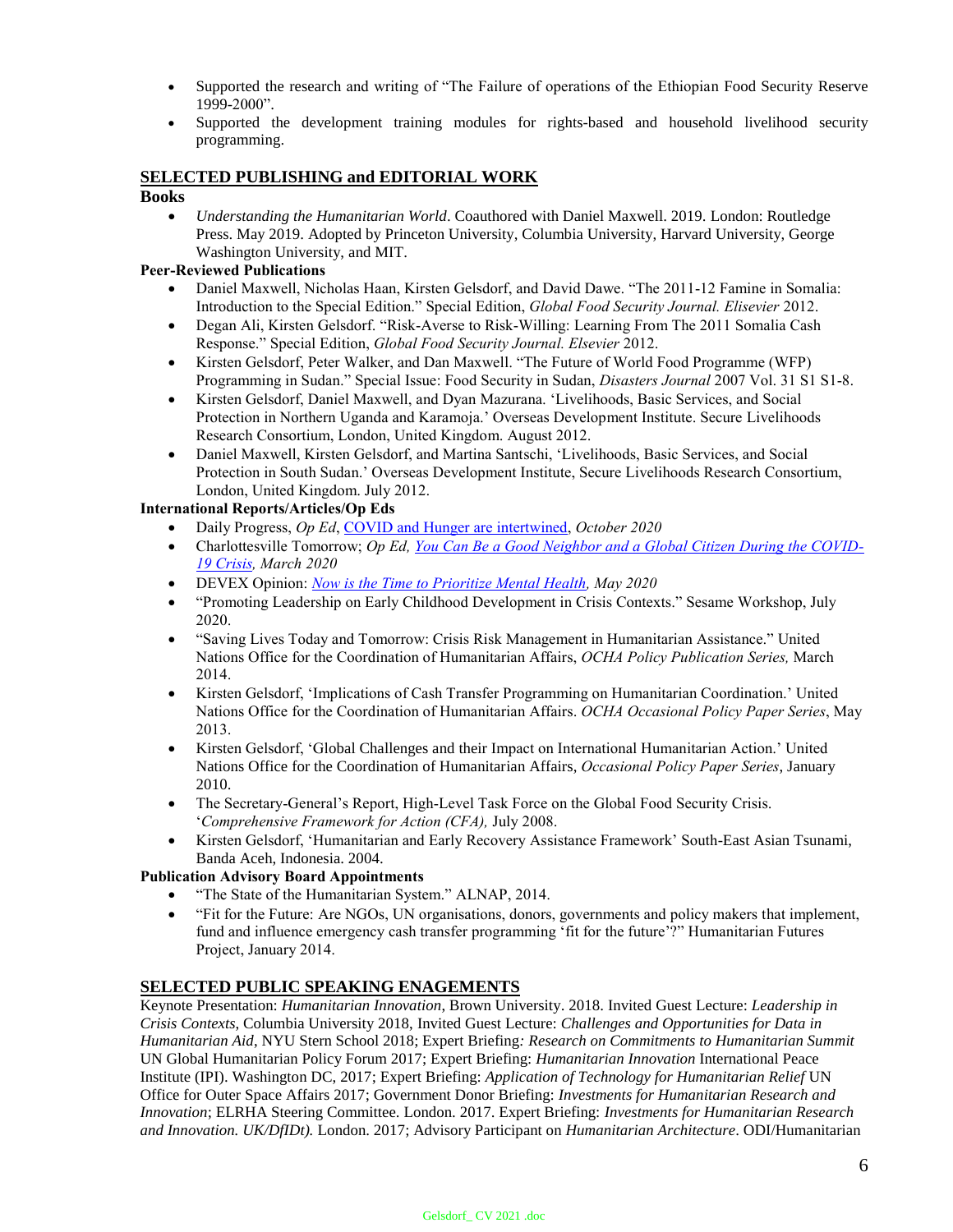- Supported the research and writing of "The Failure of operations of the Ethiopian Food Security Reserve 1999-2000".
- Supported the development training modules for rights-based and household livelihood security programming.

## SELECTED PUBLISHING and EDITORIAL WORK

**Books**

- *Understanding the Humanitarian World*. Coauthored with Daniel Maxwell. 2019. London: Routledge Press. May 2019. Adopted by Princeton University, Columbia University, Harvard University, George Washington University, and MIT.

**Peer-Reviewed Publications**

- Daniel Maxwell, Nicholas Haan, Kirsten Gelsdorf, and David Dawe. "The 2011-12 Famine in Somalia: Introduction to the Special Edition." Special Edition, *Global Food Security Journal. Elsevier* 2012.
- Degan Ali, Kirsten Gelsdorf. "Risk-Averse to Risk-Willing: Learning From The 2011 Somalia Cash Response." Special Edition, *Global Food Security Journal. Elsevier* 2012.
- Kirsten Gelsdorf, Peter Walker, and Dan Maxwell. "The Future of World Food Programme (WFP) Programming in Sudan." Special Issue: Food Security in Sudan, *Disasters Journal* 2007 Vol. 31 S1 S1-8.
- Kirsten Gelsdorf, Daniel Maxwell, and Dyan Mazurana. 'Livelihoods, Basic Services, and Social Protection in Northern Uganda and Karamoja.' Overseas Development Institute. Secure Livelihoods Research Consortium, London, United Kingdom. August 2012.
- Daniel Maxwell, Kirsten Gelsdorf, and Martina Santschi, 'Livelihoods, Basic Services, and Social Protection in South Sudan.' Overseas Development Institute, Secure Livelihoods Research Consortium, London, United Kingdom. July 2012.

**International Reports/Articles/Op Eds**

- Daily Progress, *Op Ed*, COVID and Hunger are intertwined, *October 2020*
- Charlottesville Tomorrow; *Op Ed, You Can Be a Good Neighbor and a Global Citizen During the COVID-19 Crisis, March 2020*
- DEVEX Opinion: *Now is the Time to Prioritize Mental Health, May 2020*
- "Promoting Leadership on Early Childhood Development in Crisis Contexts." Sesame Workshop, July 2020.
- "Saving Lives Today and Tomorrow: Crisis Risk Management in Humanitarian Assistance." United Nations Office for the Coordination of Humanitarian Affairs, *OCHA Policy Publication Series,* March 2014.
- Kirsten Gelsdorf, 'Implications of Cash Transfer Programming on Humanitarian Coordination.' United Nations Office for the Coordination of Humanitarian Affairs. *OCHA Occasional Policy Paper Series*, May 2013.
- Kirsten Gelsdorf, 'Global Challenges and their Impact on International Humanitarian Action.' United Nations Office for the Coordination of Humanitarian Affairs, *Occasional Policy Paper Series*, January 2010.
- The Secretary-General's Report, High-Level Task Force on the Global Food Security Crisis. '*Comprehensive Framework for Action (CFA),* July 2008.
- Kirsten Gelsdorf, 'Humanitarian and Early Recovery Assistance Framework' South-East Asian Tsunami, Banda Aceh, Indonesia. 2004.

**Publication Advisory Board Appointments**

- "The State of the Humanitarian System." ALNAP, 2014.
- "Fit for the Future: Are NGOs, UN organisations, donors, governments and policy makers that implement, fund and influence emergency cash transfer programming 'fit for the future'?" Humanitarian Futures Project, January 2014.

## SELECTED PUBLIC SPEAKING ENAGEMENTS

Keynote Presentation: *Humanitarian Innovation,* Brown University. 2018. Invited Guest Lecture: *Leadership in Crisis Contexts*, Columbia University 2018, Invited Guest Lecture: *Challenges and Opportunities for Data in Humanitarian Aid*, NYU Stern School 2018; Expert Briefing*: Research on Commitments to Humanitarian Summit* UN Global Humanitarian Policy Forum 2017; Expert Briefing: *Humanitarian Innovation* International Peace Institute (IPI). Washington DC, 2017; Expert Briefing: *Application of Technology for Humanitarian Relief* UN Office for Outer Space Affairs 2017; Government Donor Briefing: *Investments for Humanitarian Research and Innovation*; ELRHA Steering Committee. London. 2017. Expert Briefing: *Investments for Humanitarian Research and Innovation. UK/DfIDt).* London. 2017; Advisory Participant on *Humanitarian Architecture*. ODI/Humanitarian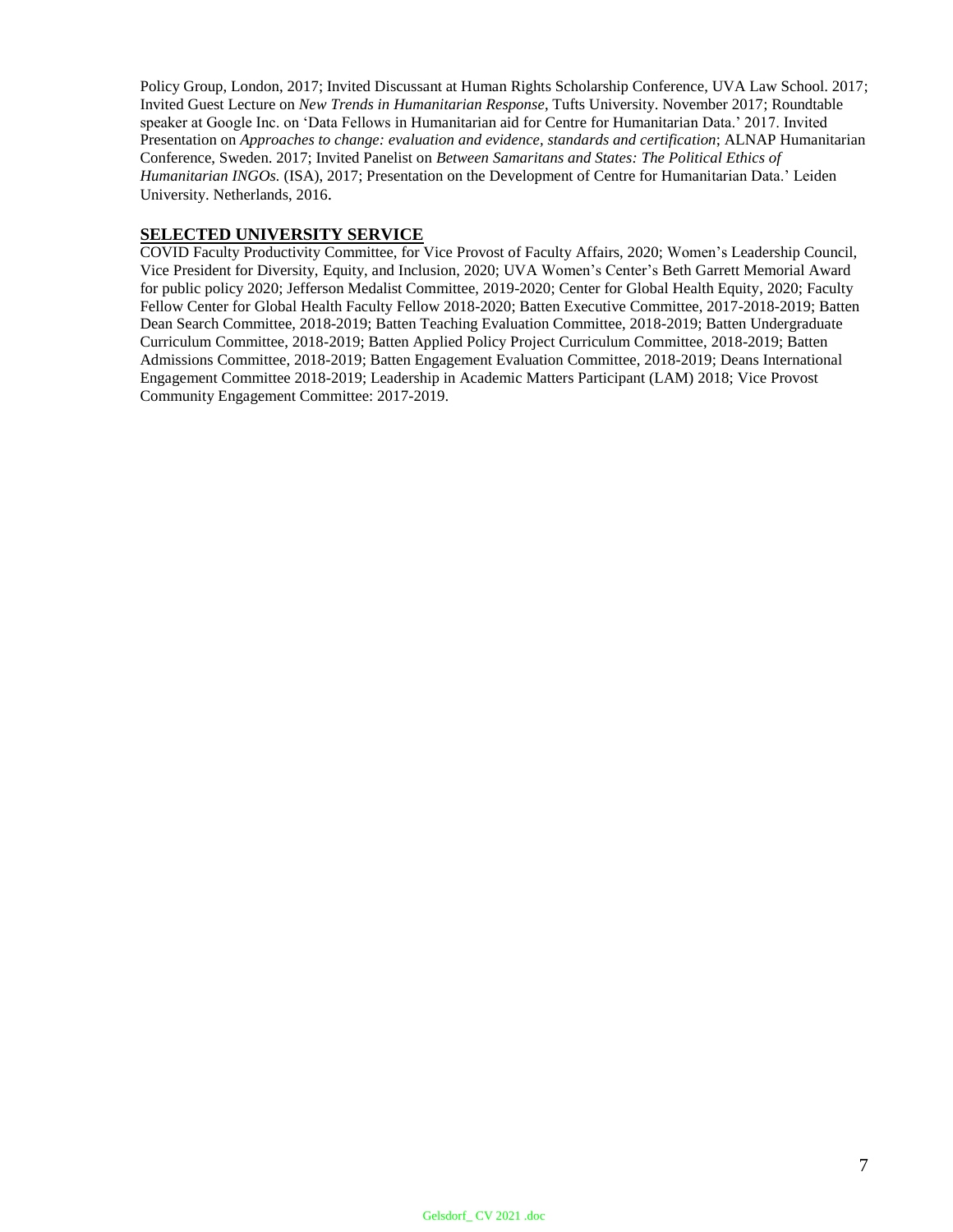Policy Group, London, 2017; Invited Discussant at Human Rights Scholarship Conference, UVA Law School. 2017; Invited Guest Lecture on *New Trends in Humanitarian Response*, Tufts University. November 2017; Roundtable speaker at Google Inc. on 'Data Fellows in Humanitarian aid for Centre for Humanitarian Data.' 2017. Invited Presentation on *Approaches to change: evaluation and evidence, standards and certification*; ALNAP Humanitarian Conference, Sweden. 2017; Invited Panelist on *Between Samaritans and States: The Political Ethics of Humanitarian INGOs.* (ISA), 2017; Presentation on the Development of Centre for Humanitarian Data.' Leiden University. Netherlands, 2016.

## SELECTED UNIVERSITY SERVICE

COVID Faculty Productivity Committee, for Vice Provost of Faculty Affairs, 2020; Women's Leadership Council, Vice President for Diversity, Equity, and Inclusion, 2020; UVA Women's Center's Beth Garrett Memorial Award for public policy 2020; Jefferson Medalist Committee, 2019-2020; Center for Global Health Equity, 2020; Faculty Fellow Center for Global Health Faculty Fellow 2018-2020; Batten Executive Committee, 2017-2018-2019; Batten Dean Search Committee, 2018-2019; Batten Teaching Evaluation Committee, 2018-2019; Batten Undergraduate Curriculum Committee, 2018-2019; Batten Applied Policy Project Curriculum Committee, 2018-2019; Batten Admissions Committee, 2018-2019; Batten Engagement Evaluation Committee, 2018-2019; Deans International Engagement Committee 2018-2019; Leadership in Academic Matters Participant (LAM) 2018; Vice Provost Community Engagement Committee: 2017-2019.